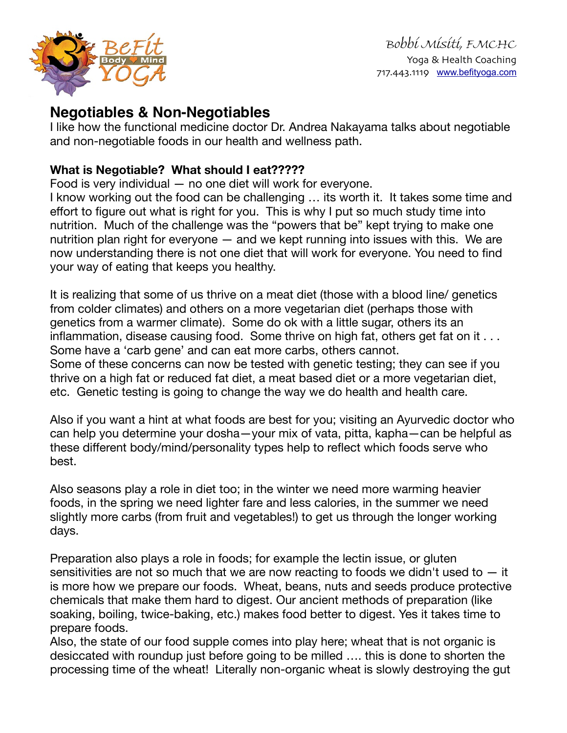Bobbi Misiti, FMCHC
Yoga & Health Coaching
717.443.1119 [www.befityoga.com](http://www.befityoga.com)

## Negotiables & Non-Negotiables

I like how the functional medicine doctor Dr. Andrea Nakayama talks about negotiable and non-negotiable foods in our health and wellness path.

**What is Negotiable? What should I eat?????**

Food is very individual — no one diet will work for everyone.
I know working out the food can be challenging … its worth it. It takes some time and effort to figure out what is right for you. This is why I put so much study time into nutrition. Much of the challenge was the "powers that be" kept trying to make one nutrition plan right for everyone — and we kept running into issues with this. We are now understanding there is not one diet that will work for everyone. You need to find your way of eating that keeps you healthy.

It is realizing that some of us thrive on a meat diet (those with a blood line/ genetics from colder climates) and others on a more vegetarian diet (perhaps those with genetics from a warmer climate). Some do ok with a little sugar, others its an inflammation, disease causing food. Some thrive on high fat, others get fat on it . . . Some have a 'carb gene' and can eat more carbs, others cannot.
Some of these concerns can now be tested with genetic testing; they can see if you thrive on a high fat or reduced fat diet, a meat based diet or a more vegetarian diet, etc. Genetic testing is going to change the way we do health and health care.

Also if you want a hint at what foods are best for you; visiting an Ayurvedic doctor who can help you determine your dosha—your mix of vata, pitta, kapha—can be helpful as these different body/mind/personality types help to reflect which foods serve who best.

Also seasons play a role in diet too; in the winter we need more warming heavier foods, in the spring we need lighter fare and less calories, in the summer we need slightly more carbs (from fruit and vegetables!) to get us through the longer working days.

Preparation also plays a role in foods; for example the lectin issue, or gluten sensitivities are not so much that we are now reacting to foods we didn't used to — it is more how we prepare our foods. Wheat, beans, nuts and seeds produce protective chemicals that make them hard to digest. Our ancient methods of preparation (like soaking, boiling, twice-baking, etc.) makes food better to digest. Yes it takes time to prepare foods.
Also, the state of our food supple comes into play here; wheat that is not organic is desiccated with roundup just before going to be milled …. this is done to shorten the processing time of the wheat! Literally non-organic wheat is slowly destroying the gut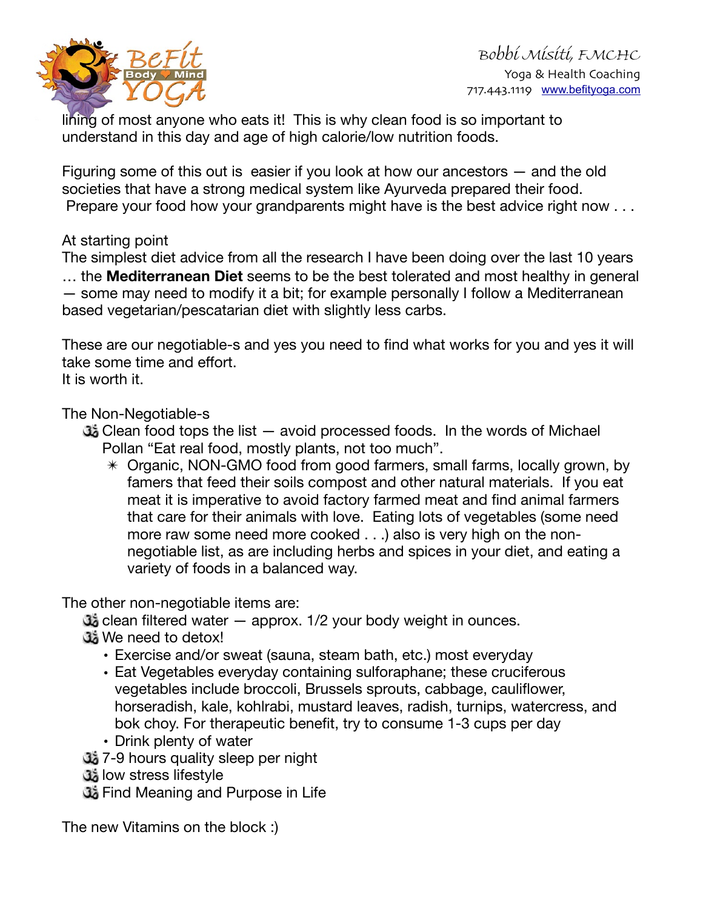lining of most anyone who eats it! This is why clean food is so important to understand in this day and age of high calorie/low nutrition foods.

Figuring some of this out is easier if you look at how our ancestors — and the old societies that have a strong medical system like Ayurveda prepared their food. Prepare your food how your grandparents might have is the best advice right now . . .

At starting point
The simplest diet advice from all the research I have been doing over the last 10 years … the **Mediterranean Diet** seems to be the best tolerated and most healthy in general — some may need to modify it a bit; for example personally I follow a Mediterranean based vegetarian/pescatarian diet with slightly less carbs.

These are our negotiable-s and yes you need to find what works for you and yes it will take some time and effort.
It is worth it.

The Non-Negotiable-s

- ॐ Clean food tops the list — avoid processed foods. In the words of Michael Pollan "Eat real food, mostly plants, not too much".
  - ✳ Organic, NON-GMO food from good farmers, small farms, locally grown, by famers that feed their soils compost and other natural materials. If you eat meat it is imperative to avoid factory farmed meat and find animal farmers that care for their animals with love. Eating lots of vegetables (some need more raw some need more cooked . . .) also is very high on the non-negotiable list, as are including herbs and spices in your diet, and eating a variety of foods in a balanced way.

The other non-negotiable items are:

- ॐ clean filtered water — approx. 1/2 your body weight in ounces.
- ॐ We need to detox!
  - Exercise and/or sweat (sauna, steam bath, etc.) most everyday
  - Eat Vegetables everyday containing sulforaphane; these cruciferous vegetables include broccoli, Brussels sprouts, cabbage, cauliflower, horseradish, kale, kohlrabi, mustard leaves, radish, turnips, watercress, and bok choy. For therapeutic benefit, try to consume 1-3 cups per day
  - Drink plenty of water
- ॐ 7-9 hours quality sleep per night
- ॐ low stress lifestyle
- ॐ Find Meaning and Purpose in Life

The new Vitamins on the block :)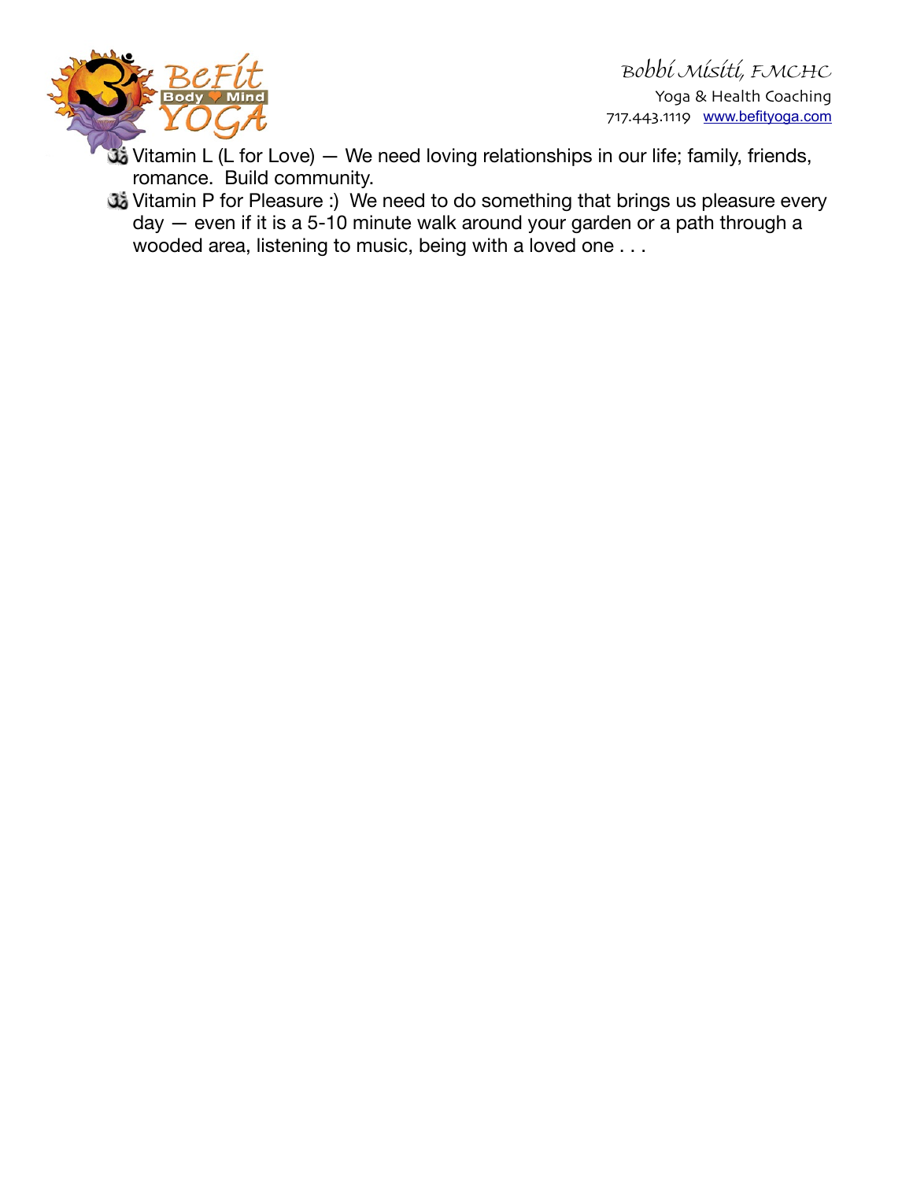- Vitamin L (L for Love) — We need loving relationships in our life; family, friends, romance. Build community.
- Vitamin P for Pleasure :) We need to do something that brings us pleasure every day — even if it is a 5-10 minute walk around your garden or a path through a wooded area, listening to music, being with a loved one . . .